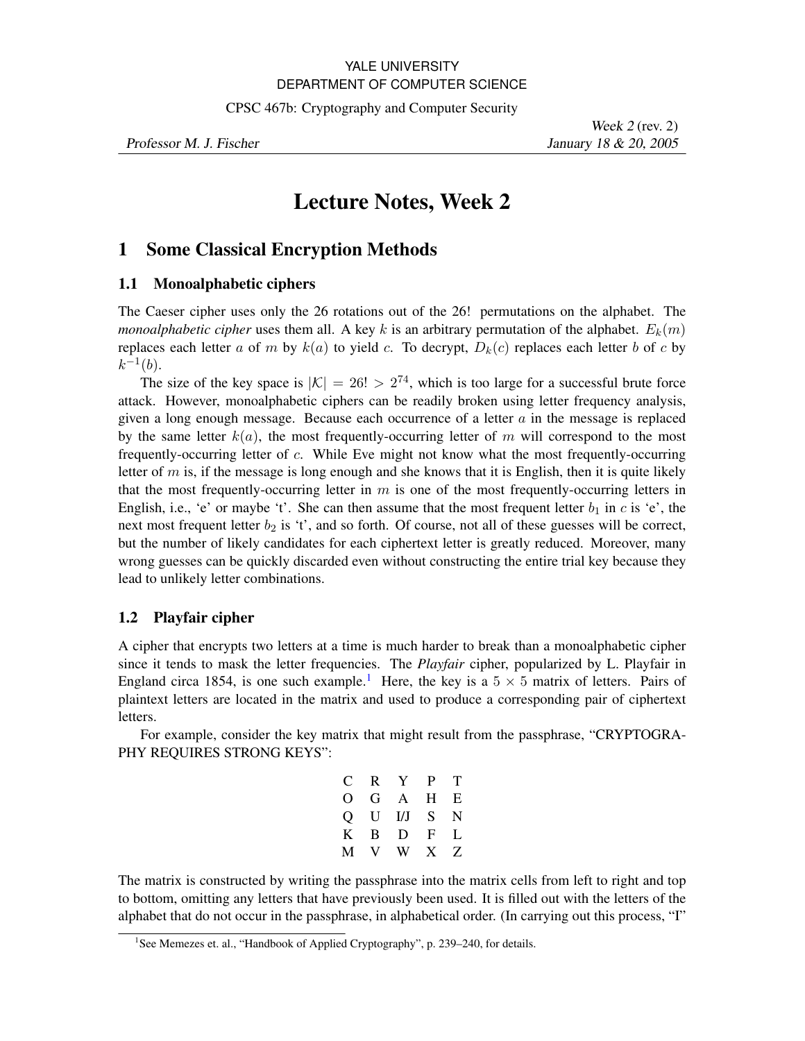YALE UNIVERSITY
DEPARTMENT OF COMPUTER SCIENCE

CPSC 467b: Cryptography and Computer Security

*Professor M. J. Fischer*

*Week 2* (rev. 2)
*January 18 & 20, 2005*

# Lecture Notes, Week 2

## 1 Some Classical Encryption Methods

### 1.1 Monoalphabetic ciphers

The Caeser cipher uses only the 26 rotations out of the 26! permutations on the alphabet. The *monoalphabetic cipher* uses them all. A key $k$ is an arbitrary permutation of the alphabet. $E_k(m)$ replaces each letter $a$ of $m$ by $k(a)$ to yield $c$. To decrypt, $D_k(c)$ replaces each letter $b$ of $c$ by $k^{-1}(b)$.

The size of the key space is $|\mathcal{K}| = 26! > 2^{74}$, which is too large for a successful brute force attack. However, monoalphabetic ciphers can be readily broken using letter frequency analysis, given a long enough message. Because each occurrence of a letter $a$ in the message is replaced by the same letter $k(a)$, the most frequently-occurring letter of $m$ will correspond to the most frequently-occurring letter of $c$. While Eve might not know what the most frequently-occurring letter of $m$ is, if the message is long enough and she knows that it is English, then it is quite likely that the most frequently-occurring letter in $m$ is one of the most frequently-occurring letters in English, i.e., 'e' or maybe 't'. She can then assume that the most frequent letter $b_1$ in $c$ is 'e', the next most frequent letter $b_2$ is 't', and so forth. Of course, not all of these guesses will be correct, but the number of likely candidates for each ciphertext letter is greatly reduced. Moreover, many wrong guesses can be quickly discarded even without constructing the entire trial key because they lead to unlikely letter combinations.

### 1.2 Playfair cipher

A cipher that encrypts two letters at a time is much harder to break than a monoalphabetic cipher since it tends to mask the letter frequencies. The *Playfair* cipher, popularized by L. Playfair in England circa 1854, is one such example.[1] Here, the key is a $5 \times 5$ matrix of letters. Pairs of plaintext letters are located in the matrix and used to produce a corresponding pair of ciphertext letters.

For example, consider the key matrix that might result from the passphrase, "CRYPTOGRAPHY REQUIRES STRONG KEYS":

|   |   |   |   |   |
|---|---|---|---|---|
| C | R | Y | P | T |
| O | G | A | H | E |
| Q | U | I/J | S | N |
| K | B | D | F | L |
| M | V | W | X | Z |

The matrix is constructed by writing the passphrase into the matrix cells from left to right and top to bottom, omitting any letters that have previously been used. It is filled out with the letters of the alphabet that do not occur in the passphrase, in alphabetical order. (In carrying out this process, "I"

[1] See Memezes et. al., "Handbook of Applied Cryptography", p. 239–240, for details.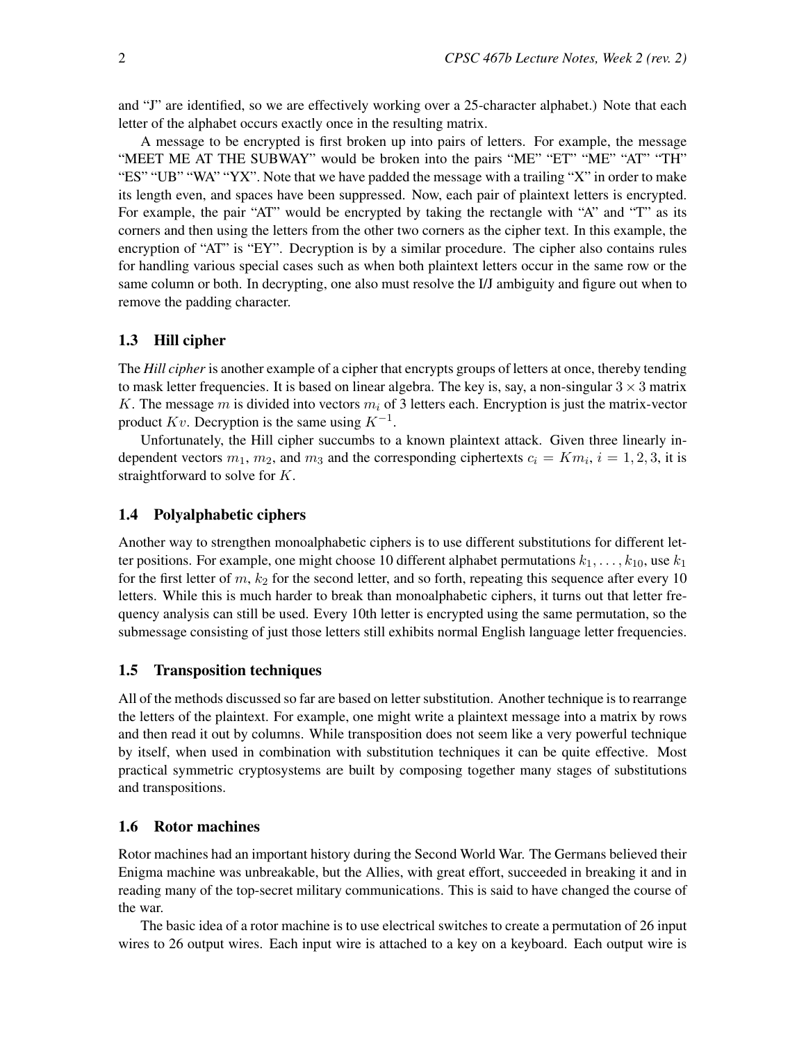and "J" are identified, so we are effectively working over a 25-character alphabet.) Note that each letter of the alphabet occurs exactly once in the resulting matrix.

A message to be encrypted is first broken up into pairs of letters. For example, the message "MEET ME AT THE SUBWAY" would be broken into the pairs "ME" "ET" "ME" "AT" "TH" "ES" "UB" "WA" "YX". Note that we have padded the message with a trailing "X" in order to make its length even, and spaces have been suppressed. Now, each pair of plaintext letters is encrypted. For example, the pair "AT" would be encrypted by taking the rectangle with "A" and "T" as its corners and then using the letters from the other two corners as the cipher text. In this example, the encryption of "AT" is "EY". Decryption is by a similar procedure. The cipher also contains rules for handling various special cases such as when both plaintext letters occur in the same row or the same column or both. In decrypting, one also must resolve the I/J ambiguity and figure out when to remove the padding character.

### 1.3 Hill cipher

The ***Hill cipher*** is another example of a cipher that encrypts groups of letters at once, thereby tending to mask letter frequencies. It is based on linear algebra. The key is, say, a non-singular $3 \times 3$ matrix $K$. The message $m$ is divided into vectors $m_i$ of 3 letters each. Encryption is just the matrix-vector product $Kv$. Decryption is the same using $K^{-1}$.

Unfortunately, the Hill cipher succumbs to a known plaintext attack. Given three linearly independent vectors $m_1$, $m_2$, and $m_3$ and the corresponding ciphertexts $c_i = Km_i$, $i = 1, 2, 3$, it is straightforward to solve for $K$.

### 1.4 Polyalphabetic ciphers

Another way to strengthen monoalphabetic ciphers is to use different substitutions for different letter positions. For example, one might choose 10 different alphabet permutations $k_1, \ldots, k_{10}$, use $k_1$ for the first letter of $m$, $k_2$ for the second letter, and so forth, repeating this sequence after every 10 letters. While this is much harder to break than monoalphabetic ciphers, it turns out that letter frequency analysis can still be used. Every 10th letter is encrypted using the same permutation, so the submessage consisting of just those letters still exhibits normal English language letter frequencies.

### 1.5 Transposition techniques

All of the methods discussed so far are based on letter substitution. Another technique is to rearrange the letters of the plaintext. For example, one might write a plaintext message into a matrix by rows and then read it out by columns. While transposition does not seem like a very powerful technique by itself, when used in combination with substitution techniques it can be quite effective. Most practical symmetric cryptosystems are built by composing together many stages of substitutions and transpositions.

### 1.6 Rotor machines

Rotor machines had an important history during the Second World War. The Germans believed their Enigma machine was unbreakable, but the Allies, with great effort, succeeded in breaking it and in reading many of the top-secret military communications. This is said to have changed the course of the war.

The basic idea of a rotor machine is to use electrical switches to create a permutation of 26 input wires to 26 output wires. Each input wire is attached to a key on a keyboard. Each output wire is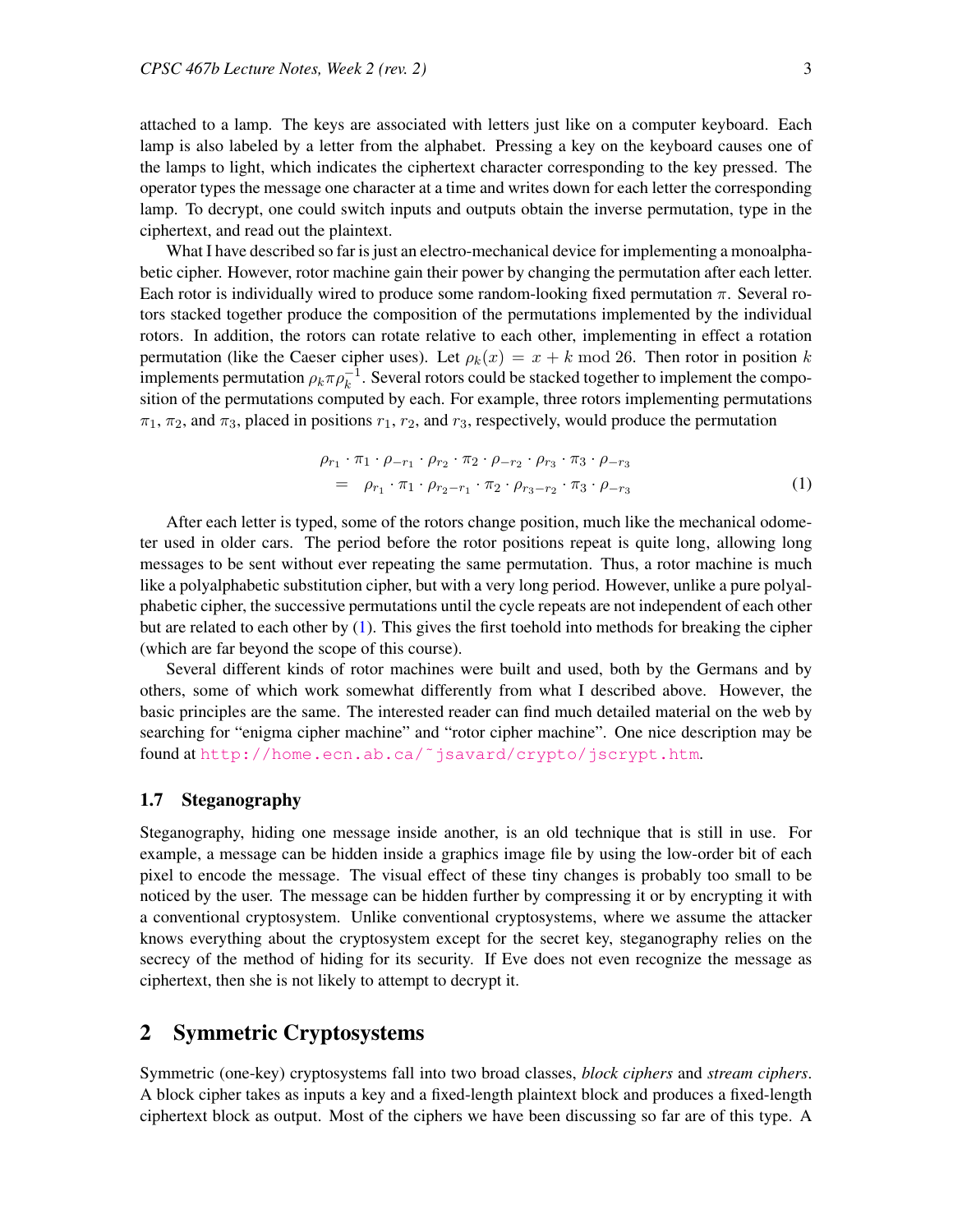attached to a lamp. The keys are associated with letters just like on a computer keyboard. Each lamp is also labeled by a letter from the alphabet. Pressing a key on the keyboard causes one of the lamps to light, which indicates the ciphertext character corresponding to the key pressed. The operator types the message one character at a time and writes down for each letter the corresponding lamp. To decrypt, one could switch inputs and outputs obtain the inverse permutation, type in the ciphertext, and read out the plaintext.

What I have described so far is just an electro-mechanical device for implementing a monoalphabetic cipher. However, rotor machine gain their power by changing the permutation after each letter. Each rotor is individually wired to produce some random-looking fixed permutation $\pi$. Several rotors stacked together produce the composition of the permutations implemented by the individual rotors. In addition, the rotors can rotate relative to each other, implementing in effect a rotation permutation (like the Caeser cipher uses). Let $\rho_k(x) = x + k \bmod 26$. Then rotor in position $k$ implements permutation $\rho_k \pi \rho_k^{-1}$. Several rotors could be stacked together to implement the composition of the permutations computed by each. For example, three rotors implementing permutations $\pi_1$, $\pi_2$, and $\pi_3$, placed in positions $r_1$, $r_2$, and $r_3$, respectively, would produce the permutation

$$
\begin{aligned}
& \rho_{r_1} \cdot \pi_1 \cdot \rho_{-r_1} \cdot \rho_{r_2} \cdot \pi_2 \cdot \rho_{-r_2} \cdot \rho_{r_3} \cdot \pi_3 \cdot \rho_{-r_3} \\
= \quad & \rho_{r_1} \cdot \pi_1 \cdot \rho_{r_2 - r_1} \cdot \pi_2 \cdot \rho_{r_3 - r_2} \cdot \pi_3 \cdot \rho_{-r_3}
\end{aligned} \tag{1}
$$

After each letter is typed, some of the rotors change position, much like the mechanical odometer used in older cars. The period before the rotor positions repeat is quite long, allowing long messages to be sent without ever repeating the same permutation. Thus, a rotor machine is much like a polyalphabetic substitution cipher, but with a very long period. However, unlike a pure polyalphabetic cipher, the successive permutations until the cycle repeats are not independent of each other but are related to each other by (1). This gives the first toehold into methods for breaking the cipher (which are far beyond the scope of this course).

Several different kinds of rotor machines were built and used, both by the Germans and by others, some of which work somewhat differently from what I described above. However, the basic principles are the same. The interested reader can find much detailed material on the web by searching for "enigma cipher machine" and "rotor cipher machine". One nice description may be found at http://home.ecn.ab.ca/˜jsavard/crypto/jscrypt.htm.

### 1.7 Steganography

Steganography, hiding one message inside another, is an old technique that is still in use. For example, a message can be hidden inside a graphics image file by using the low-order bit of each pixel to encode the message. The visual effect of these tiny changes is probably too small to be noticed by the user. The message can be hidden further by compressing it or by encrypting it with a conventional cryptosystem. Unlike conventional cryptosystems, where we assume the attacker knows everything about the cryptosystem except for the secret key, steganography relies on the secrecy of the method of hiding for its security. If Eve does not even recognize the message as ciphertext, then she is not likely to attempt to decrypt it.

## 2 Symmetric Cryptosystems

Symmetric (one-key) cryptosystems fall into two broad classes, *block ciphers* and *stream ciphers*. A block cipher takes as inputs a key and a fixed-length plaintext block and produces a fixed-length ciphertext block as output. Most of the ciphers we have been discussing so far are of this type. A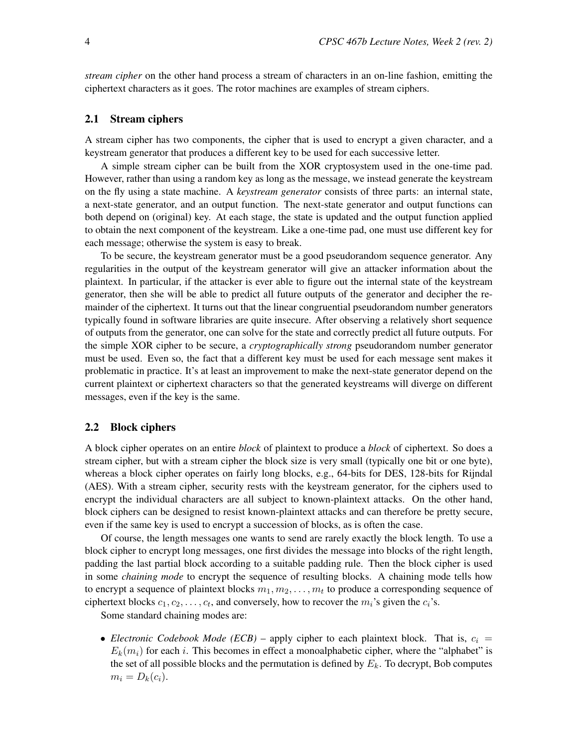*stream cipher* on the other hand process a stream of characters in an on-line fashion, emitting the ciphertext characters as it goes. The rotor machines are examples of stream ciphers.

### 2.1 Stream ciphers

A stream cipher has two components, the cipher that is used to encrypt a given character, and a keystream generator that produces a different key to be used for each successive letter.

A simple stream cipher can be built from the XOR cryptosystem used in the one-time pad. However, rather than using a random key as long as the message, we instead generate the keystream on the fly using a state machine. A *keystream generator* consists of three parts: an internal state, a next-state generator, and an output function. The next-state generator and output functions can both depend on (original) key. At each stage, the state is updated and the output function applied to obtain the next component of the keystream. Like a one-time pad, one must use different key for each message; otherwise the system is easy to break.

To be secure, the keystream generator must be a good pseudorandom sequence generator. Any regularities in the output of the keystream generator will give an attacker information about the plaintext. In particular, if the attacker is ever able to figure out the internal state of the keystream generator, then she will be able to predict all future outputs of the generator and decipher the remainder of the ciphertext. It turns out that the linear congruential pseudorandom number generators typically found in software libraries are quite insecure. After observing a relatively short sequence of outputs from the generator, one can solve for the state and correctly predict all future outputs. For the simple XOR cipher to be secure, a *cryptographically strong* pseudorandom number generator must be used. Even so, the fact that a different key must be used for each message sent makes it problematic in practice. It's at least an improvement to make the next-state generator depend on the current plaintext or ciphertext characters so that the generated keystreams will diverge on different messages, even if the key is the same.

### 2.2 Block ciphers

A block cipher operates on an entire *block* of plaintext to produce a *block* of ciphertext. So does a stream cipher, but with a stream cipher the block size is very small (typically one bit or one byte), whereas a block cipher operates on fairly long blocks, e.g., 64-bits for DES, 128-bits for Rijndal (AES). With a stream cipher, security rests with the keystream generator, for the ciphers used to encrypt the individual characters are all subject to known-plaintext attacks. On the other hand, block ciphers can be designed to resist known-plaintext attacks and can therefore be pretty secure, even if the same key is used to encrypt a succession of blocks, as is often the case.

Of course, the length messages one wants to send are rarely exactly the block length. To use a block cipher to encrypt long messages, one first divides the message into blocks of the right length, padding the last partial block according to a suitable padding rule. Then the block cipher is used in some *chaining mode* to encrypt the sequence of resulting blocks. A chaining mode tells how to encrypt a sequence of plaintext blocks $m_1, m_2, \ldots, m_t$ to produce a corresponding sequence of ciphertext blocks $c_1, c_2, \ldots, c_t$, and conversely, how to recover the $m_i$'s given the $c_i$'s.

Some standard chaining modes are:

- *Electronic Codebook Mode (ECB)* – apply cipher to each plaintext block. That is, $c_i = E_k(m_i)$ for each $i$. This becomes in effect a monoalphabetic cipher, where the "alphabet" is the set of all possible blocks and the permutation is defined by $E_k$. To decrypt, Bob computes $m_i = D_k(c_i)$.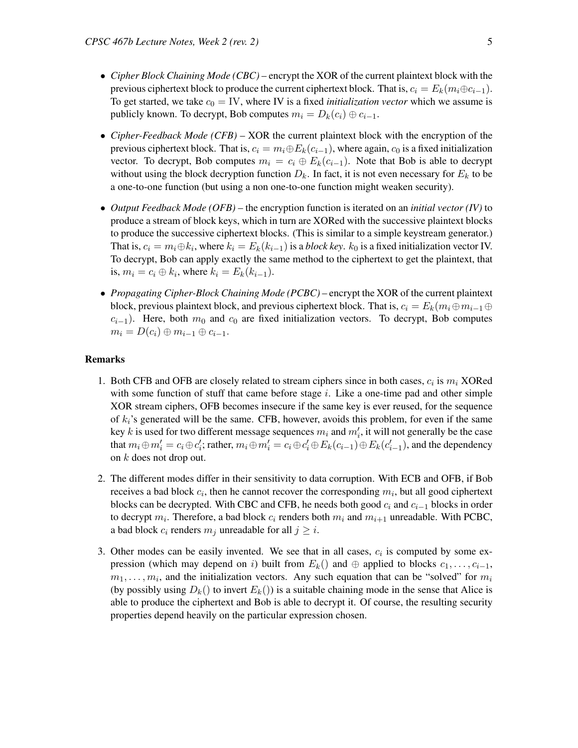- *Cipher Block Chaining Mode (CBC)* – encrypt the XOR of the current plaintext block with the previous ciphertext block to produce the current ciphertext block. That is, $c_i = E_k(m_i \oplus c_{i-1})$. To get started, we take $c_0 = \text{IV}$, where IV is a fixed *initialization vector* which we assume is publicly known. To decrypt, Bob computes $m_i = D_k(c_i) \oplus c_{i-1}$.

- *Cipher-Feedback Mode (CFB)* – XOR the current plaintext block with the encryption of the previous ciphertext block. That is, $c_i = m_i \oplus E_k(c_{i-1})$, where again, $c_0$ is a fixed initialization vector. To decrypt, Bob computes $m_i = c_i \oplus E_k(c_{i-1})$. Note that Bob is able to decrypt without using the block decryption function $D_k$. In fact, it is not even necessary for $E_k$ to be a one-to-one function (but using a non one-to-one function might weaken security).

- *Output Feedback Mode (OFB)* – the encryption function is iterated on an *initial vector (IV)* to produce a stream of block keys, which in turn are XORed with the successive plaintext blocks to produce the successive ciphertext blocks. (This is similar to a simple keystream generator.) That is, $c_i = m_i \oplus k_i$, where $k_i = E_k(k_{i-1})$ is a *block key*. $k_0$ is a fixed initialization vector IV. To decrypt, Bob can apply exactly the same method to the ciphertext to get the plaintext, that is, $m_i = c_i \oplus k_i$, where $k_i = E_k(k_{i-1})$.

- *Propagating Cipher-Block Chaining Mode (PCBC)* – encrypt the XOR of the current plaintext block, previous plaintext block, and previous ciphertext block. That is, $c_i = E_k(m_i \oplus m_{i-1} \oplus c_{i-1})$. Here, both $m_0$ and $c_0$ are fixed initialization vectors. To decrypt, Bob computes $m_i = D(c_i) \oplus m_{i-1} \oplus c_{i-1}$.

### Remarks

1. Both CFB and OFB are closely related to stream ciphers since in both cases, $c_i$ is $m_i$ XORed with some function of stuff that came before stage $i$. Like a one-time pad and other simple XOR stream ciphers, OFB becomes insecure if the same key is ever reused, for the sequence of $k_i$'s generated will be the same. CFB, however, avoids this problem, for even if the same key $k$ is used for two different message sequences $m_i$ and $m'_i$, it will not generally be the case that $m_i \oplus m'_i = c_i \oplus c'_i$; rather, $m_i \oplus m'_i = c_i \oplus c'_i \oplus E_k(c_{i-1}) \oplus E_k(c'_{i-1})$, and the dependency on $k$ does not drop out.

2. The different modes differ in their sensitivity to data corruption. With ECB and OFB, if Bob receives a bad block $c_i$, then he cannot recover the corresponding $m_i$, but all good ciphertext blocks can be decrypted. With CBC and CFB, he needs both good $c_i$ and $c_{i-1}$ blocks in order to decrypt $m_i$. Therefore, a bad block $c_i$ renders both $m_i$ and $m_{i+1}$ unreadable. With PCBC, a bad block $c_i$ renders $m_j$ unreadable for all $j \geq i$.

3. Other modes can be easily invented. We see that in all cases, $c_i$ is computed by some expression (which may depend on $i$) built from $E_k()$ and $\oplus$ applied to blocks $c_1, \ldots, c_{i-1}$, $m_1, \ldots, m_i$, and the initialization vectors. Any such equation that can be "solved" for $m_i$ (by possibly using $D_k()$ to invert $E_k()$) is a suitable chaining mode in the sense that Alice is able to produce the ciphertext and Bob is able to decrypt it. Of course, the resulting security properties depend heavily on the particular expression chosen.